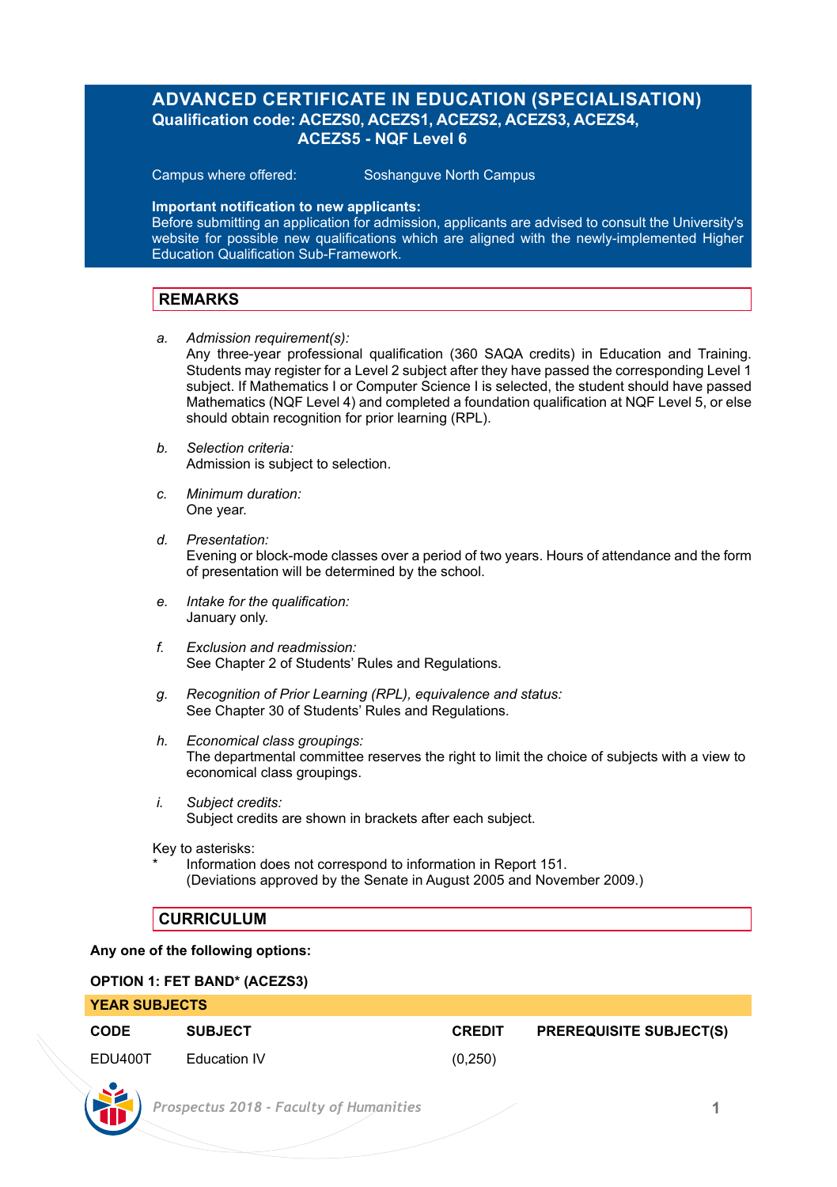# ADVANCED CERTIFICATE IN EDUCATION (SPECIALISATION)
## Qualification code: ACEZS0, ACEZS1, ACEZS2, ACEZS3, ACEZS4, ACEZS5 - NQF Level 6

Campus where offered: Soshanguve North Campus

**Important notification to new applicants:**
Before submitting an application for admission, applicants are advised to consult the University's website for possible new qualifications which are aligned with the newly-implemented Higher Education Qualification Sub-Framework.

## REMARKS

a. *Admission requirement(s):*
Any three-year professional qualification (360 SAQA credits) in Education and Training. Students may register for a Level 2 subject after they have passed the corresponding Level 1 subject. If Mathematics I or Computer Science I is selected, the student should have passed Mathematics (NQF Level 4) and completed a foundation qualification at NQF Level 5, or else should obtain recognition for prior learning (RPL).

b. *Selection criteria:*
Admission is subject to selection.

c. *Minimum duration:*
One year.

d. *Presentation:*
Evening or block-mode classes over a period of two years. Hours of attendance and the form of presentation will be determined by the school.

e. *Intake for the qualification:*
January only.

f. *Exclusion and readmission:*
See Chapter 2 of Students' Rules and Regulations.

g. *Recognition of Prior Learning (RPL), equivalence and status:*
See Chapter 30 of Students' Rules and Regulations.

h. *Economical class groupings:*
The departmental committee reserves the right to limit the choice of subjects with a view to economical class groupings.

i. *Subject credits:*
Subject credits are shown in brackets after each subject.

Key to asterisks:
\* Information does not correspond to information in Report 151.
(Deviations approved by the Senate in August 2005 and November 2009.)

## CURRICULUM

**Any one of the following options:**

**OPTION 1: FET BAND* (ACEZS3)**

| YEAR SUBJECTS | | | |
|---|---|---|---|
| **CODE** | **SUBJECT** | **CREDIT** | **PREREQUISITE SUBJECT(S)** |
| EDU400T | Education IV | (0,250) | |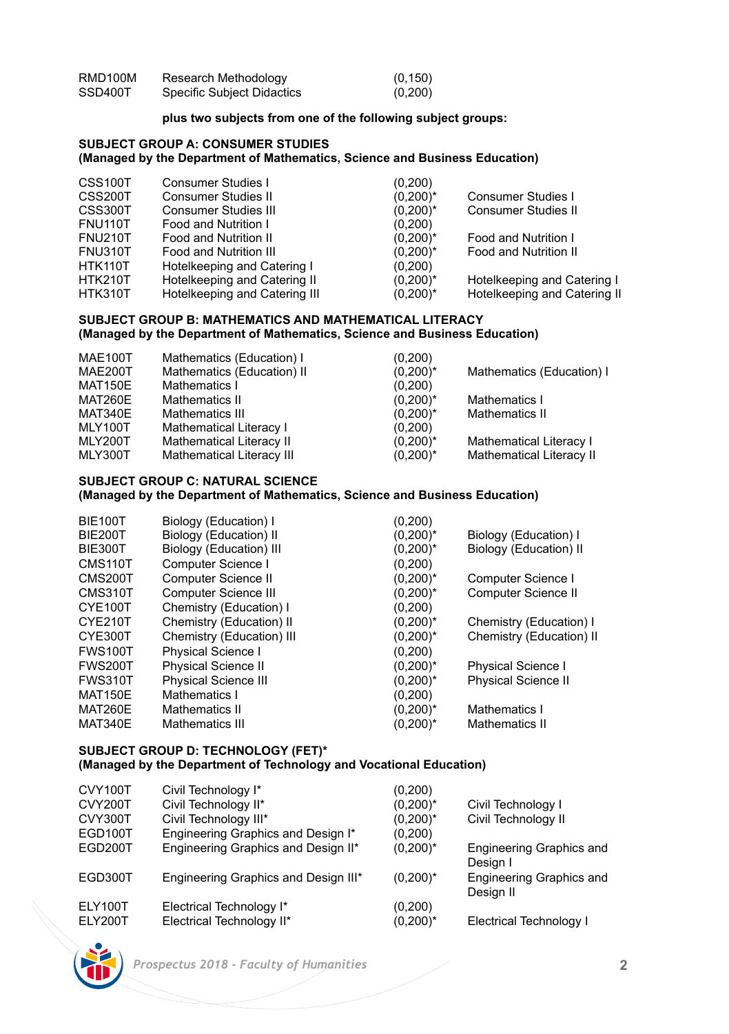| | | | |
|---|---|---|---|
| RMD100M | Research Methodology | (0,150) | |
| SSD400T | Specific Subject Didactics | (0,200) | |

**plus two subjects from one of the following subject groups:**

**SUBJECT GROUP A: CONSUMER STUDIES**
**(Managed by the Department of Mathematics, Science and Business Education)**

| | | | |
|---|---|---|---|
| CSS100T | Consumer Studies I | (0,200) | |
| CSS200T | Consumer Studies II | (0,200)* | Consumer Studies I |
| CSS300T | Consumer Studies III | (0,200)* | Consumer Studies II |
| FNU110T | Food and Nutrition I | (0,200) | |
| FNU210T | Food and Nutrition II | (0,200)* | Food and Nutrition I |
| FNU310T | Food and Nutrition III | (0,200)* | Food and Nutrition II |
| HTK110T | Hotelkeeping and Catering I | (0,200) | |
| HTK210T | Hotelkeeping and Catering II | (0,200)* | Hotelkeeping and Catering I |
| HTK310T | Hotelkeeping and Catering III | (0,200)* | Hotelkeeping and Catering II |

**SUBJECT GROUP B: MATHEMATICS AND MATHEMATICAL LITERACY**
**(Managed by the Department of Mathematics, Science and Business Education)**

| | | | |
|---|---|---|---|
| MAE100T | Mathematics (Education) I | (0,200) | |
| MAE200T | Mathematics (Education) II | (0,200)* | Mathematics (Education) I |
| MAT150E | Mathematics I | (0,200) | |
| MAT260E | Mathematics II | (0,200)* | Mathematics I |
| MAT340E | Mathematics III | (0,200)* | Mathematics II |
| MLY100T | Mathematical Literacy I | (0,200) | |
| MLY200T | Mathematical Literacy II | (0,200)* | Mathematical Literacy I |
| MLY300T | Mathematical Literacy III | (0,200)* | Mathematical Literacy II |

**SUBJECT GROUP C: NATURAL SCIENCE**
**(Managed by the Department of Mathematics, Science and Business Education)**

| | | | |
|---|---|---|---|
| BIE100T | Biology (Education) I | (0,200) | |
| BIE200T | Biology (Education) II | (0,200)* | Biology (Education) I |
| BIE300T | Biology (Education) III | (0,200)* | Biology (Education) II |
| CMS110T | Computer Science I | (0,200) | |
| CMS200T | Computer Science II | (0,200)* | Computer Science I |
| CMS310T | Computer Science III | (0,200)* | Computer Science II |
| CYE100T | Chemistry (Education) I | (0,200) | |
| CYE210T | Chemistry (Education) II | (0,200)* | Chemistry (Education) I |
| CYE300T | Chemistry (Education) III | (0,200)* | Chemistry (Education) II |
| FWS100T | Physical Science I | (0,200) | |
| FWS200T | Physical Science II | (0,200)* | Physical Science I |
| FWS310T | Physical Science III | (0,200)* | Physical Science II |
| MAT150E | Mathematics I | (0,200) | |
| MAT260E | Mathematics II | (0,200)* | Mathematics I |
| MAT340E | Mathematics III | (0,200)* | Mathematics II |

**SUBJECT GROUP D: TECHNOLOGY (FET)***
**(Managed by the Department of Technology and Vocational Education)**

| | | | |
|---|---|---|---|
| CVY100T | Civil Technology I* | (0,200) | |
| CVY200T | Civil Technology II* | (0,200)* | Civil Technology I |
| CVY300T | Civil Technology III* | (0,200)* | Civil Technology II |
| EGD100T | Engineering Graphics and Design I* | (0,200) | |
| EGD200T | Engineering Graphics and Design II* | (0,200)* | Engineering Graphics and Design I |
| EGD300T | Engineering Graphics and Design III* | (0,200)* | Engineering Graphics and Design II |
| ELY100T | Electrical Technology I* | (0,200) | |
| ELY200T | Electrical Technology II* | (0,200)* | Electrical Technology I |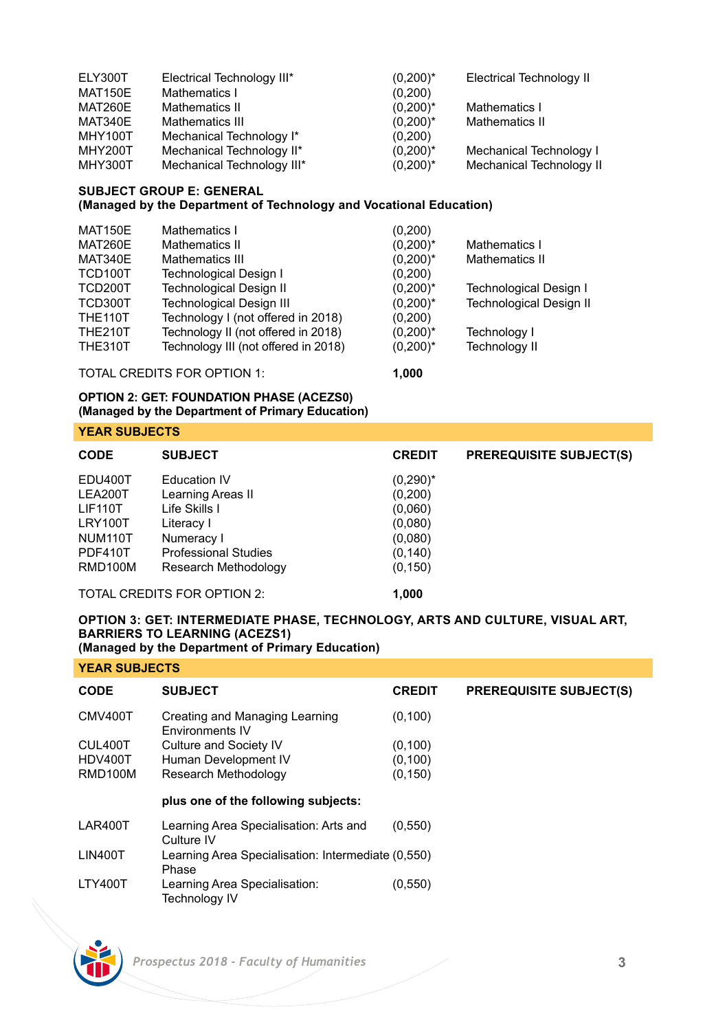| | | | |
|---|---|---|---|
| ELY300T | Electrical Technology III* | (0,200)* | Electrical Technology II |
| MAT150E | Mathematics I | (0,200) | |
| MAT260E | Mathematics II | (0,200)* | Mathematics I |
| MAT340E | Mathematics III | (0,200)* | Mathematics II |
| MHY100T | Mechanical Technology I* | (0,200) | |
| MHY200T | Mechanical Technology II* | (0,200)* | Mechanical Technology I |
| MHY300T | Mechanical Technology III* | (0,200)* | Mechanical Technology II |

**SUBJECT GROUP E: GENERAL**
**(Managed by the Department of Technology and Vocational Education)**

| | | | |
|---|---|---|---|
| MAT150E | Mathematics I | (0,200) | |
| MAT260E | Mathematics II | (0,200)* | Mathematics I |
| MAT340E | Mathematics III | (0,200)* | Mathematics II |
| TCD100T | Technological Design I | (0,200) | |
| TCD200T | Technological Design II | (0,200)* | Technological Design I |
| TCD300T | Technological Design III | (0,200)* | Technological Design II |
| THE110T | Technology I (not offered in 2018) | (0,200) | |
| THE210T | Technology II (not offered in 2018) | (0,200)* | Technology I |
| THE310T | Technology III (not offered in 2018) | (0,200)* | Technology II |

TOTAL CREDITS FOR OPTION 1: **1,000**

**OPTION 2: GET: FOUNDATION PHASE (ACEZS0)**
**(Managed by the Department of Primary Education)**

**YEAR SUBJECTS**

| CODE | SUBJECT | CREDIT | PREREQUISITE SUBJECT(S) |
|---|---|---|---|
| EDU400T | Education IV | (0,290)* | |
| LEA200T | Learning Areas II | (0,200) | |
| LIF110T | Life Skills I | (0,060) | |
| LRY100T | Literacy I | (0,080) | |
| NUM110T | Numeracy I | (0,080) | |
| PDF410T | Professional Studies | (0,140) | |
| RMD100M | Research Methodology | (0,150) | |

TOTAL CREDITS FOR OPTION 2: **1,000**

**OPTION 3: GET: INTERMEDIATE PHASE, TECHNOLOGY, ARTS AND CULTURE, VISUAL ART, BARRIERS TO LEARNING (ACEZS1)**
**(Managed by the Department of Primary Education)**

**YEAR SUBJECTS**

| CODE | SUBJECT | CREDIT | PREREQUISITE SUBJECT(S) |
|---|---|---|---|
| CMV400T | Creating and Managing Learning Environments IV | (0,100) | |
| CUL400T | Culture and Society IV | (0,100) | |
| HDV400T | Human Development IV | (0,100) | |
| RMD100M | Research Methodology | (0,150) | |
| | **plus one of the following subjects:** | | |
| LAR400T | Learning Area Specialisation: Arts and Culture IV | (0,550) | |
| LIN400T | Learning Area Specialisation: Intermediate Phase | (0,550) | |
| LTY400T | Learning Area Specialisation: Technology IV | (0,550) | |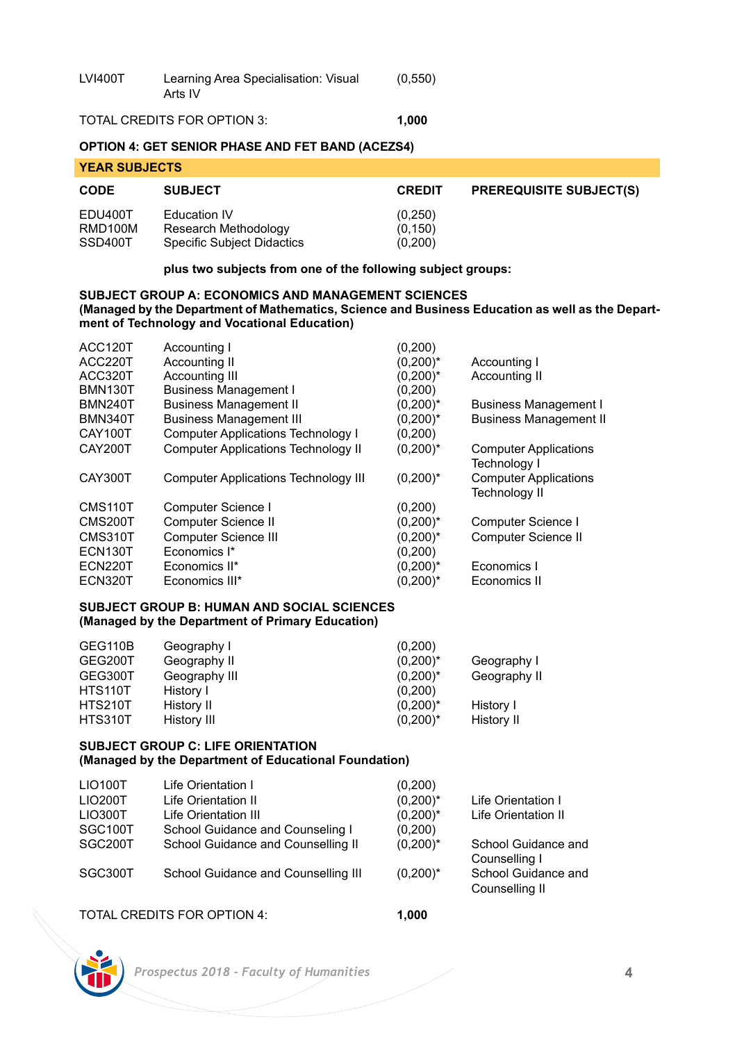| | | |
|---|---|---|
| LVI400T | Learning Area Specialisation: Visual Arts IV | (0,550) |

TOTAL CREDITS FOR OPTION 3: **1,000**

**OPTION 4: GET SENIOR PHASE AND FET BAND (ACEZS4)**

**YEAR SUBJECTS**

| CODE | SUBJECT | CREDIT | PREREQUISITE SUBJECT(S) |
|---|---|---|---|
| EDU400T | Education IV | (0,250) | |
| RMD100M | Research Methodology | (0,150) | |
| SSD400T | Specific Subject Didactics | (0,200) | |

**plus two subjects from one of the following subject groups:**

**SUBJECT GROUP A: ECONOMICS AND MANAGEMENT SCIENCES**
**(Managed by the Department of Mathematics, Science and Business Education as well as the Department of Technology and Vocational Education)**

| CODE | SUBJECT | CREDIT | PREREQUISITE SUBJECT(S) |
|---|---|---|---|
| ACC120T | Accounting I | (0,200) | |
| ACC220T | Accounting II | (0,200)* | Accounting I |
| ACC320T | Accounting III | (0,200)* | Accounting II |
| BMN130T | Business Management I | (0,200) | |
| BMN240T | Business Management II | (0,200)* | Business Management I |
| BMN340T | Business Management III | (0,200)* | Business Management II |
| CAY100T | Computer Applications Technology I | (0,200) | |
| CAY200T | Computer Applications Technology II | (0,200)* | Computer Applications Technology I |
| CAY300T | Computer Applications Technology III | (0,200)* | Computer Applications Technology II |
| CMS110T | Computer Science I | (0,200) | |
| CMS200T | Computer Science II | (0,200)* | Computer Science I |
| CMS310T | Computer Science III | (0,200)* | Computer Science II |
| ECN130T | Economics I* | (0,200) | |
| ECN220T | Economics II* | (0,200)* | Economics I |
| ECN320T | Economics III* | (0,200)* | Economics II |

**SUBJECT GROUP B: HUMAN AND SOCIAL SCIENCES**
**(Managed by the Department of Primary Education)**

| CODE | SUBJECT | CREDIT | PREREQUISITE SUBJECT(S) |
|---|---|---|---|
| GEG110B | Geography I | (0,200) | |
| GEG200T | Geography II | (0,200)* | Geography I |
| GEG300T | Geography III | (0,200)* | Geography II |
| HTS110T | History I | (0,200) | |
| HTS210T | History II | (0,200)* | History I |
| HTS310T | History III | (0,200)* | History II |

**SUBJECT GROUP C: LIFE ORIENTATION**
**(Managed by the Department of Educational Foundation)**

| CODE | SUBJECT | CREDIT | PREREQUISITE SUBJECT(S) |
|---|---|---|---|
| LIO100T | Life Orientation I | (0,200) | |
| LIO200T | Life Orientation II | (0,200)* | Life Orientation I |
| LIO300T | Life Orientation III | (0,200)* | Life Orientation II |
| SGC100T | School Guidance and Counseling I | (0,200) | |
| SGC200T | School Guidance and Counselling II | (0,200)* | School Guidance and Counselling I |
| SGC300T | School Guidance and Counselling III | (0,200)* | School Guidance and Counselling II |

TOTAL CREDITS FOR OPTION 4: **1,000**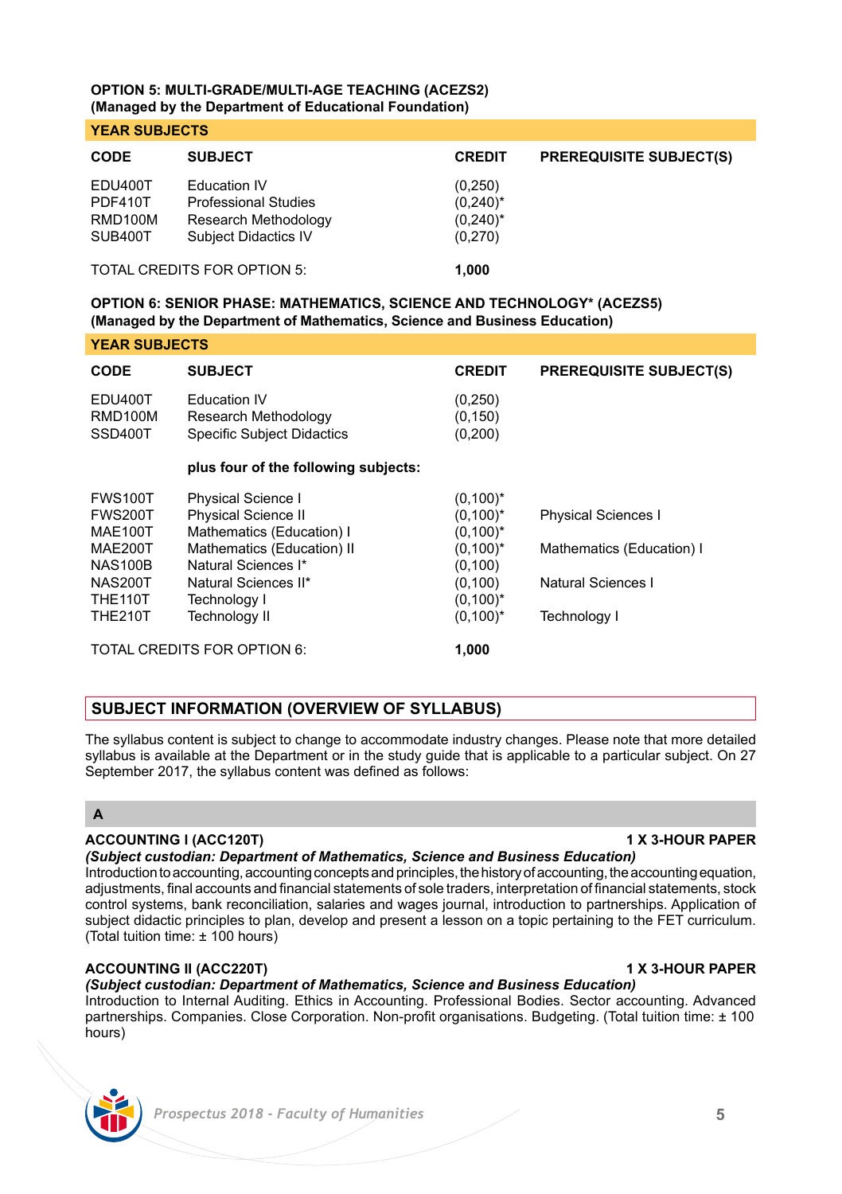**OPTION 5: MULTI-GRADE/MULTI-AGE TEACHING (ACEZS2)**
**(Managed by the Department of Educational Foundation)**

**YEAR SUBJECTS**

| CODE | SUBJECT | CREDIT | PREREQUISITE SUBJECT(S) |
|---|---|---|---|
| EDU400T | Education IV | (0,250) | |
| PDF410T | Professional Studies | (0,240)* | |
| RMD100M | Research Methodology | (0,240)* | |
| SUB400T | Subject Didactics IV | (0,270) | |
| TOTAL CREDITS FOR OPTION 5: | | **1,000** | |

**OPTION 6: SENIOR PHASE: MATHEMATICS, SCIENCE AND TECHNOLOGY* (ACEZS5)**
**(Managed by the Department of Mathematics, Science and Business Education)**

**YEAR SUBJECTS**

| CODE | SUBJECT | CREDIT | PREREQUISITE SUBJECT(S) |
|---|---|---|---|
| EDU400T | Education IV | (0,250) | |
| RMD100M | Research Methodology | (0,150) | |
| SSD400T | Specific Subject Didactics | (0,200) | |
| | **plus four of the following subjects:** | | |
| FWS100T | Physical Science I | (0,100)* | |
| FWS200T | Physical Science II | (0,100)* | Physical Sciences I |
| MAE100T | Mathematics (Education) I | (0,100)* | |
| MAE200T | Mathematics (Education) II | (0,100)* | Mathematics (Education) I |
| NAS100B | Natural Sciences I* | (0,100) | |
| NAS200T | Natural Sciences II* | (0,100) | Natural Sciences I |
| THE110T | Technology I | (0,100)* | |
| THE210T | Technology II | (0,100)* | Technology I |
| TOTAL CREDITS FOR OPTION 6: | | **1,000** | |

## SUBJECT INFORMATION (OVERVIEW OF SYLLABUS)

The syllabus content is subject to change to accommodate industry changes. Please note that more detailed syllabus is available at the Department or in the study guide that is applicable to a particular subject. On 27 September 2017, the syllabus content was defined as follows:

### A

**ACCOUNTING I (ACC120T)** **1 X 3-HOUR PAPER**
***(Subject custodian: Department of Mathematics, Science and Business Education)***
Introduction to accounting, accounting concepts and principles, the history of accounting, the accounting equation, adjustments, final accounts and financial statements of sole traders, interpretation of financial statements, stock control systems, bank reconciliation, salaries and wages journal, introduction to partnerships. Application of subject didactic principles to plan, develop and present a lesson on a topic pertaining to the FET curriculum. (Total tuition time: ± 100 hours)

**ACCOUNTING II (ACC220T)** **1 X 3-HOUR PAPER**
***(Subject custodian: Department of Mathematics, Science and Business Education)***
Introduction to Internal Auditing. Ethics in Accounting. Professional Bodies. Sector accounting. Advanced partnerships. Companies. Close Corporation. Non-profit organisations. Budgeting. (Total tuition time: ± 100 hours)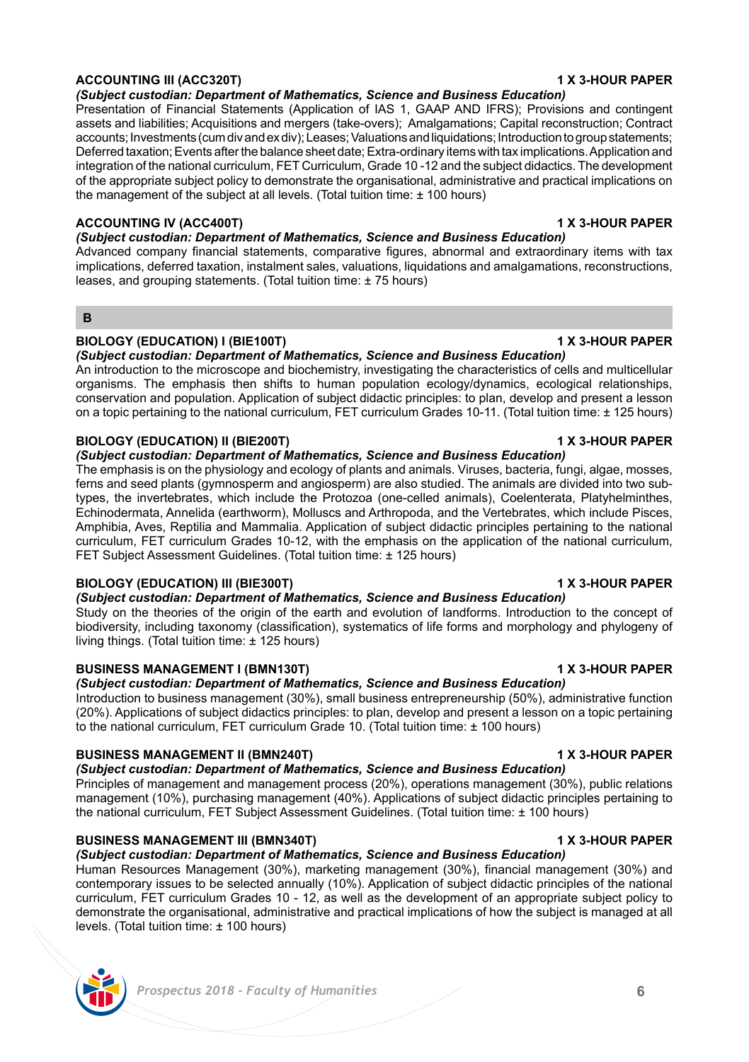### ACCOUNTING III (ACC320T) — 1 X 3-HOUR PAPER

***(Subject custodian: Department of Mathematics, Science and Business Education)***

Presentation of Financial Statements (Application of IAS 1, GAAP AND IFRS); Provisions and contingent assets and liabilities; Acquisitions and mergers (take-overs); Amalgamations; Capital reconstruction; Contract accounts; Investments (cum div and ex div); Leases; Valuations and liquidations; Introduction to group statements; Deferred taxation; Events after the balance sheet date; Extra-ordinary items with tax implications. Application and integration of the national curriculum, FET Curriculum, Grade 10 -12 and the subject didactics. The development of the appropriate subject policy to demonstrate the organisational, administrative and practical implications on the management of the subject at all levels. (Total tuition time: ± 100 hours)

### ACCOUNTING IV (ACC400T) — 1 X 3-HOUR PAPER

***(Subject custodian: Department of Mathematics, Science and Business Education)***

Advanced company financial statements, comparative figures, abnormal and extraordinary items with tax implications, deferred taxation, instalment sales, valuations, liquidations and amalgamations, reconstructions, leases, and grouping statements. (Total tuition time: ± 75 hours)

## B

### BIOLOGY (EDUCATION) I (BIE100T) — 1 X 3-HOUR PAPER

***(Subject custodian: Department of Mathematics, Science and Business Education)***

An introduction to the microscope and biochemistry, investigating the characteristics of cells and multicellular organisms. The emphasis then shifts to human population ecology/dynamics, ecological relationships, conservation and population. Application of subject didactic principles: to plan, develop and present a lesson on a topic pertaining to the national curriculum, FET curriculum Grades 10-11. (Total tuition time: ± 125 hours)

### BIOLOGY (EDUCATION) II (BIE200T) — 1 X 3-HOUR PAPER

***(Subject custodian: Department of Mathematics, Science and Business Education)***

The emphasis is on the physiology and ecology of plants and animals. Viruses, bacteria, fungi, algae, mosses, ferns and seed plants (gymnosperm and angiosperm) are also studied. The animals are divided into two sub-types, the invertebrates, which include the Protozoa (one-celled animals), Coelenterata, Platyhelminthes, Echinodermata, Annelida (earthworm), Molluscs and Arthropoda, and the Vertebrates, which include Pisces, Amphibia, Aves, Reptilia and Mammalia. Application of subject didactic principles pertaining to the national curriculum, FET curriculum Grades 10-12, with the emphasis on the application of the national curriculum, FET Subject Assessment Guidelines. (Total tuition time: ± 125 hours)

### BIOLOGY (EDUCATION) III (BIE300T) — 1 X 3-HOUR PAPER

***(Subject custodian: Department of Mathematics, Science and Business Education)***

Study on the theories of the origin of the earth and evolution of landforms. Introduction to the concept of biodiversity, including taxonomy (classification), systematics of life forms and morphology and phylogeny of living things. (Total tuition time: ± 125 hours)

### BUSINESS MANAGEMENT I (BMN130T) — 1 X 3-HOUR PAPER

***(Subject custodian: Department of Mathematics, Science and Business Education)***

Introduction to business management (30%), small business entrepreneurship (50%), administrative function (20%). Applications of subject didactics principles: to plan, develop and present a lesson on a topic pertaining to the national curriculum, FET curriculum Grade 10. (Total tuition time: ± 100 hours)

### BUSINESS MANAGEMENT II (BMN240T) — 1 X 3-HOUR PAPER

***(Subject custodian: Department of Mathematics, Science and Business Education)***

Principles of management and management process (20%), operations management (30%), public relations management (10%), purchasing management (40%). Applications of subject didactic principles pertaining to the national curriculum, FET Subject Assessment Guidelines. (Total tuition time: ± 100 hours)

### BUSINESS MANAGEMENT III (BMN340T) — 1 X 3-HOUR PAPER

***(Subject custodian: Department of Mathematics, Science and Business Education)***

Human Resources Management (30%), marketing management (30%), financial management (30%) and contemporary issues to be selected annually (10%). Application of subject didactic principles of the national curriculum, FET curriculum Grades 10 - 12, as well as the development of an appropriate subject policy to demonstrate the organisational, administrative and practical implications of how the subject is managed at all levels. (Total tuition time: ± 100 hours)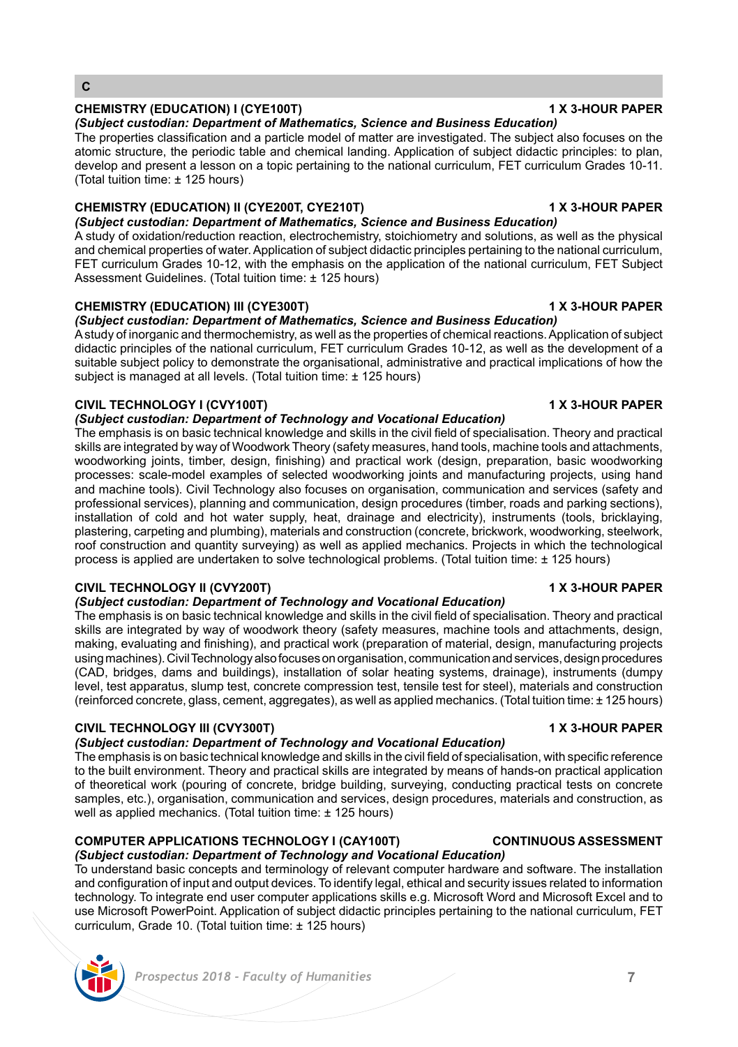## C

### CHEMISTRY (EDUCATION) I (CYE100T) — 1 X 3-HOUR PAPER

***(Subject custodian: Department of Mathematics, Science and Business Education)***

The properties classification and a particle model of matter are investigated. The subject also focuses on the atomic structure, the periodic table and chemical landing. Application of subject didactic principles: to plan, develop and present a lesson on a topic pertaining to the national curriculum, FET curriculum Grades 10-11. (Total tuition time: ± 125 hours)

### CHEMISTRY (EDUCATION) II (CYE200T, CYE210T) — 1 X 3-HOUR PAPER

***(Subject custodian: Department of Mathematics, Science and Business Education)***

A study of oxidation/reduction reaction, electrochemistry, stoichiometry and solutions, as well as the physical and chemical properties of water. Application of subject didactic principles pertaining to the national curriculum, FET curriculum Grades 10-12, with the emphasis on the application of the national curriculum, FET Subject Assessment Guidelines. (Total tuition time: ± 125 hours)

### CHEMISTRY (EDUCATION) III (CYE300T) — 1 X 3-HOUR PAPER

***(Subject custodian: Department of Mathematics, Science and Business Education)***

A study of inorganic and thermochemistry, as well as the properties of chemical reactions. Application of subject didactic principles of the national curriculum, FET curriculum Grades 10-12, as well as the development of a suitable subject policy to demonstrate the organisational, administrative and practical implications of how the subject is managed at all levels. (Total tuition time: ± 125 hours)

### CIVIL TECHNOLOGY I (CVY100T) — 1 X 3-HOUR PAPER

***(Subject custodian: Department of Technology and Vocational Education)***

The emphasis is on basic technical knowledge and skills in the civil field of specialisation. Theory and practical skills are integrated by way of Woodwork Theory (safety measures, hand tools, machine tools and attachments, woodworking joints, timber, design, finishing) and practical work (design, preparation, basic woodworking processes: scale-model examples of selected woodworking joints and manufacturing projects, using hand and machine tools). Civil Technology also focuses on organisation, communication and services (safety and professional services), planning and communication, design procedures (timber, roads and parking sections), installation of cold and hot water supply, heat, drainage and electricity), instruments (tools, bricklaying, plastering, carpeting and plumbing), materials and construction (concrete, brickwork, woodworking, steelwork, roof construction and quantity surveying) as well as applied mechanics. Projects in which the technological process is applied are undertaken to solve technological problems. (Total tuition time: ± 125 hours)

### CIVIL TECHNOLOGY II (CVY200T) — 1 X 3-HOUR PAPER

***(Subject custodian: Department of Technology and Vocational Education)***

The emphasis is on basic technical knowledge and skills in the civil field of specialisation. Theory and practical skills are integrated by way of woodwork theory (safety measures, machine tools and attachments, design, making, evaluating and finishing), and practical work (preparation of material, design, manufacturing projects using machines). Civil Technology also focuses on organisation, communication and services, design procedures (CAD, bridges, dams and buildings), installation of solar heating systems, drainage), instruments (dumpy level, test apparatus, slump test, concrete compression test, tensile test for steel), materials and construction (reinforced concrete, glass, cement, aggregates), as well as applied mechanics. (Total tuition time: ± 125 hours)

### CIVIL TECHNOLOGY III (CVY300T) — 1 X 3-HOUR PAPER

***(Subject custodian: Department of Technology and Vocational Education)***

The emphasis is on basic technical knowledge and skills in the civil field of specialisation, with specific reference to the built environment. Theory and practical skills are integrated by means of hands-on practical application of theoretical work (pouring of concrete, bridge building, surveying, conducting practical tests on concrete samples, etc.), organisation, communication and services, design procedures, materials and construction, as well as applied mechanics. (Total tuition time: ± 125 hours)

### COMPUTER APPLICATIONS TECHNOLOGY I (CAY100T) — CONTINUOUS ASSESSMENT

***(Subject custodian: Department of Technology and Vocational Education)***

To understand basic concepts and terminology of relevant computer hardware and software. The installation and configuration of input and output devices. To identify legal, ethical and security issues related to information technology. To integrate end user computer applications skills e.g. Microsoft Word and Microsoft Excel and to use Microsoft PowerPoint. Application of subject didactic principles pertaining to the national curriculum, FET curriculum, Grade 10. (Total tuition time: ± 125 hours)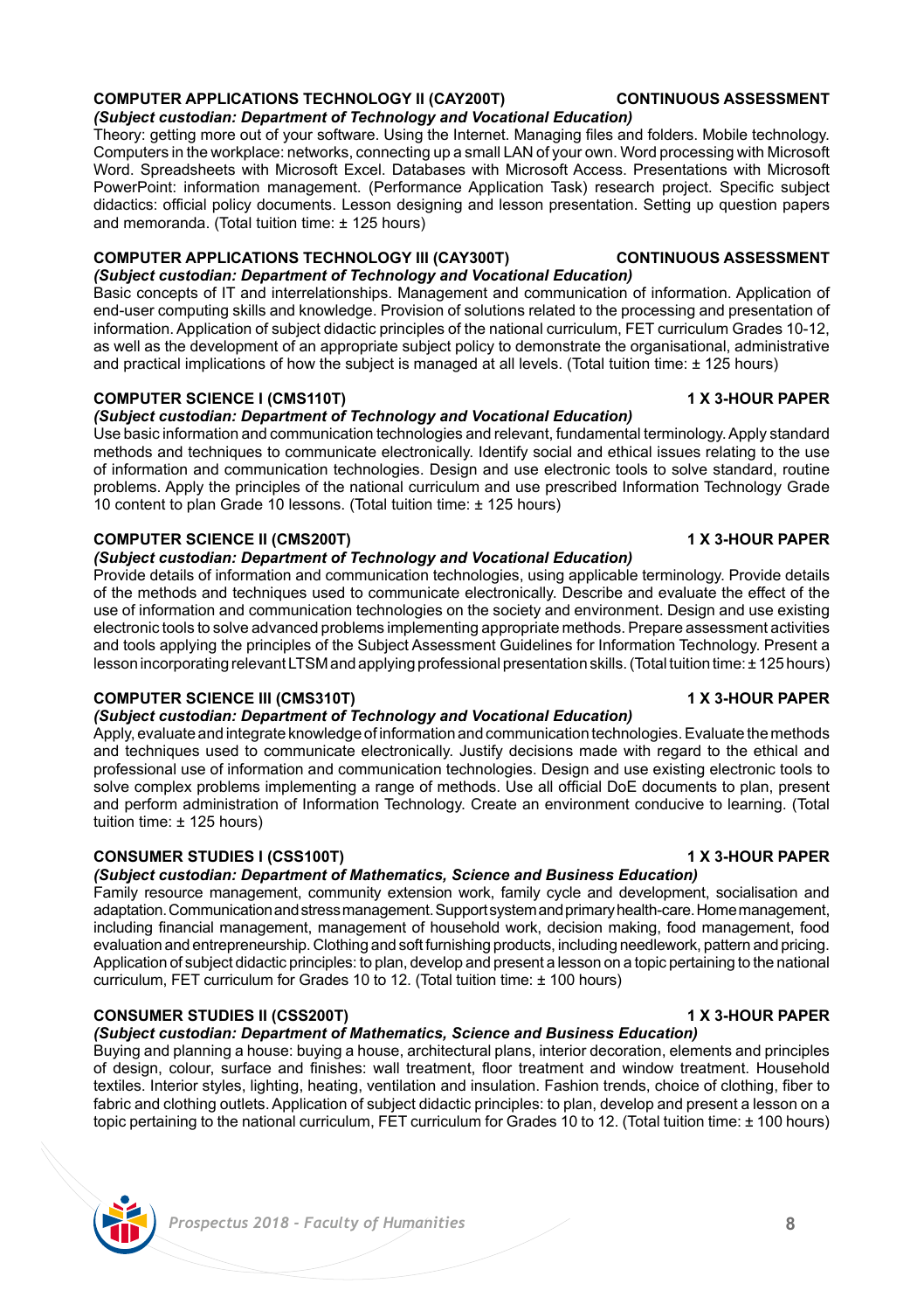**COMPUTER APPLICATIONS TECHNOLOGY II (CAY200T) CONTINUOUS ASSESSMENT**

***(Subject custodian: Department of Technology and Vocational Education)***

Theory: getting more out of your software. Using the Internet. Managing files and folders. Mobile technology. Computers in the workplace: networks, connecting up a small LAN of your own. Word processing with Microsoft Word. Spreadsheets with Microsoft Excel. Databases with Microsoft Access. Presentations with Microsoft PowerPoint: information management. (Performance Application Task) research project. Specific subject didactics: official policy documents. Lesson designing and lesson presentation. Setting up question papers and memoranda. (Total tuition time: ± 125 hours)

**COMPUTER APPLICATIONS TECHNOLOGY III (CAY300T) CONTINUOUS ASSESSMENT**

***(Subject custodian: Department of Technology and Vocational Education)***

Basic concepts of IT and interrelationships. Management and communication of information. Application of end-user computing skills and knowledge. Provision of solutions related to the processing and presentation of information. Application of subject didactic principles of the national curriculum, FET curriculum Grades 10-12, as well as the development of an appropriate subject policy to demonstrate the organisational, administrative and practical implications of how the subject is managed at all levels. (Total tuition time: ± 125 hours)

**COMPUTER SCIENCE I (CMS110T) 1 X 3-HOUR PAPER**

***(Subject custodian: Department of Technology and Vocational Education)***

Use basic information and communication technologies and relevant, fundamental terminology. Apply standard methods and techniques to communicate electronically. Identify social and ethical issues relating to the use of information and communication technologies. Design and use electronic tools to solve standard, routine problems. Apply the principles of the national curriculum and use prescribed Information Technology Grade 10 content to plan Grade 10 lessons. (Total tuition time: ± 125 hours)

**COMPUTER SCIENCE II (CMS200T) 1 X 3-HOUR PAPER**

***(Subject custodian: Department of Technology and Vocational Education)***

Provide details of information and communication technologies, using applicable terminology. Provide details of the methods and techniques used to communicate electronically. Describe and evaluate the effect of the use of information and communication technologies on the society and environment. Design and use existing electronic tools to solve advanced problems implementing appropriate methods. Prepare assessment activities and tools applying the principles of the Subject Assessment Guidelines for Information Technology. Present a lesson incorporating relevant LTSM and applying professional presentation skills. (Total tuition time: ± 125 hours)

**COMPUTER SCIENCE III (CMS310T) 1 X 3-HOUR PAPER**

***(Subject custodian: Department of Technology and Vocational Education)***

Apply, evaluate and integrate knowledge of information and communication technologies. Evaluate the methods and techniques used to communicate electronically. Justify decisions made with regard to the ethical and professional use of information and communication technologies. Design and use existing electronic tools to solve complex problems implementing a range of methods. Use all official DoE documents to plan, present and perform administration of Information Technology. Create an environment conducive to learning. (Total tuition time: ± 125 hours)

**CONSUMER STUDIES I (CSS100T) 1 X 3-HOUR PAPER**

***(Subject custodian: Department of Mathematics, Science and Business Education)***

Family resource management, community extension work, family cycle and development, socialisation and adaptation. Communication and stress management. Support system and primary health-care. Home management, including financial management, management of household work, decision making, food management, food evaluation and entrepreneurship. Clothing and soft furnishing products, including needlework, pattern and pricing. Application of subject didactic principles: to plan, develop and present a lesson on a topic pertaining to the national curriculum, FET curriculum for Grades 10 to 12. (Total tuition time: ± 100 hours)

**CONSUMER STUDIES II (CSS200T) 1 X 3-HOUR PAPER**

***(Subject custodian: Department of Mathematics, Science and Business Education)***

Buying and planning a house: buying a house, architectural plans, interior decoration, elements and principles of design, colour, surface and finishes: wall treatment, floor treatment and window treatment. Household textiles. Interior styles, lighting, heating, ventilation and insulation. Fashion trends, choice of clothing, fiber to fabric and clothing outlets. Application of subject didactic principles: to plan, develop and present a lesson on a topic pertaining to the national curriculum, FET curriculum for Grades 10 to 12. (Total tuition time: ± 100 hours)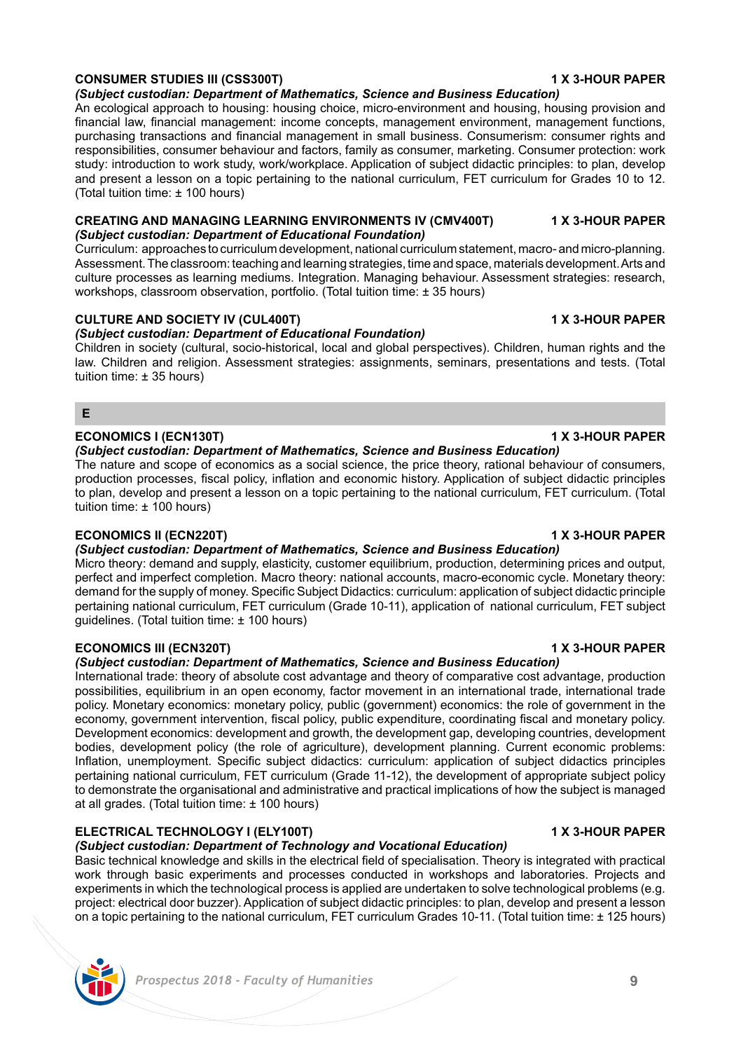**CONSUMER STUDIES III (CSS300T)** **1 X 3-HOUR PAPER**

***(Subject custodian: Department of Mathematics, Science and Business Education)***

An ecological approach to housing: housing choice, micro-environment and housing, housing provision and financial law, financial management: income concepts, management environment, management functions, purchasing transactions and financial management in small business. Consumerism: consumer rights and responsibilities, consumer behaviour and factors, family as consumer, marketing. Consumer protection: work study: introduction to work study, work/workplace. Application of subject didactic principles: to plan, develop and present a lesson on a topic pertaining to the national curriculum, FET curriculum for Grades 10 to 12. (Total tuition time: ± 100 hours)

**CREATING AND MANAGING LEARNING ENVIRONMENTS IV (CMV400T)** **1 X 3-HOUR PAPER**

***(Subject custodian: Department of Educational Foundation)***

Curriculum: approaches to curriculum development, national curriculum statement, macro- and micro-planning. Assessment. The classroom: teaching and learning strategies, time and space, materials development. Arts and culture processes as learning mediums. Integration. Managing behaviour. Assessment strategies: research, workshops, classroom observation, portfolio. (Total tuition time: ± 35 hours)

**CULTURE AND SOCIETY IV (CUL400T)** **1 X 3-HOUR PAPER**

***(Subject custodian: Department of Educational Foundation)***

Children in society (cultural, socio-historical, local and global perspectives). Children, human rights and the law. Children and religion. Assessment strategies: assignments, seminars, presentations and tests. (Total tuition time: ± 35 hours)

## E

**ECONOMICS I (ECN130T)** **1 X 3-HOUR PAPER**

***(Subject custodian: Department of Mathematics, Science and Business Education)***

The nature and scope of economics as a social science, the price theory, rational behaviour of consumers, production processes, fiscal policy, inflation and economic history. Application of subject didactic principles to plan, develop and present a lesson on a topic pertaining to the national curriculum, FET curriculum. (Total tuition time: ± 100 hours)

**ECONOMICS II (ECN220T)** **1 X 3-HOUR PAPER**

***(Subject custodian: Department of Mathematics, Science and Business Education)***

Micro theory: demand and supply, elasticity, customer equilibrium, production, determining prices and output, perfect and imperfect completion. Macro theory: national accounts, macro-economic cycle. Monetary theory: demand for the supply of money. Specific Subject Didactics: curriculum: application of subject didactic principle pertaining national curriculum, FET curriculum (Grade 10-11), application of national curriculum, FET subject guidelines. (Total tuition time: ± 100 hours)

**ECONOMICS III (ECN320T)** **1 X 3-HOUR PAPER**

***(Subject custodian: Department of Mathematics, Science and Business Education)***

International trade: theory of absolute cost advantage and theory of comparative cost advantage, production possibilities, equilibrium in an open economy, factor movement in an international trade, international trade policy. Monetary economics: monetary policy, public (government) economics: the role of government in the economy, government intervention, fiscal policy, public expenditure, coordinating fiscal and monetary policy. Development economics: development and growth, the development gap, developing countries, development bodies, development policy (the role of agriculture), development planning. Current economic problems: Inflation, unemployment. Specific subject didactics: curriculum: application of subject didactics principles pertaining national curriculum, FET curriculum (Grade 11-12), the development of appropriate subject policy to demonstrate the organisational and administrative and practical implications of how the subject is managed at all grades. (Total tuition time: ± 100 hours)

**ELECTRICAL TECHNOLOGY I (ELY100T)** **1 X 3-HOUR PAPER**

***(Subject custodian: Department of Technology and Vocational Education)***

Basic technical knowledge and skills in the electrical field of specialisation. Theory is integrated with practical work through basic experiments and processes conducted in workshops and laboratories. Projects and experiments in which the technological process is applied are undertaken to solve technological problems (e.g. project: electrical door buzzer). Application of subject didactic principles: to plan, develop and present a lesson on a topic pertaining to the national curriculum, FET curriculum Grades 10-11. (Total tuition time: ± 125 hours)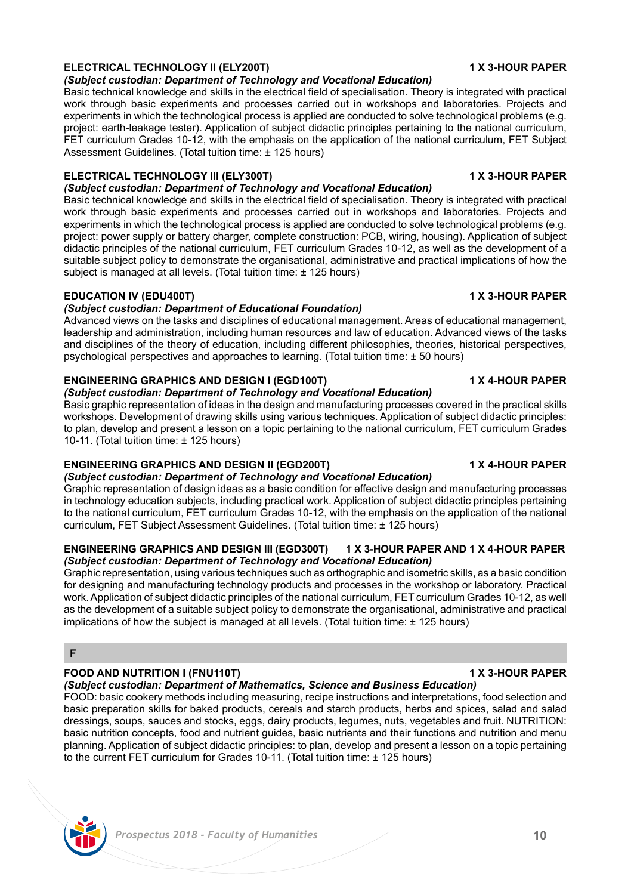### ELECTRICAL TECHNOLOGY II (ELY200T) 1 X 3-HOUR PAPER

***(Subject custodian: Department of Technology and Vocational Education)***

Basic technical knowledge and skills in the electrical field of specialisation. Theory is integrated with practical work through basic experiments and processes carried out in workshops and laboratories. Projects and experiments in which the technological process is applied are conducted to solve technological problems (e.g. project: earth-leakage tester). Application of subject didactic principles pertaining to the national curriculum, FET curriculum Grades 10-12, with the emphasis on the application of the national curriculum, FET Subject Assessment Guidelines. (Total tuition time: ± 125 hours)

### ELECTRICAL TECHNOLOGY III (ELY300T) 1 X 3-HOUR PAPER

***(Subject custodian: Department of Technology and Vocational Education)***

Basic technical knowledge and skills in the electrical field of specialisation. Theory is integrated with practical work through basic experiments and processes carried out in workshops and laboratories. Projects and experiments in which the technological process is applied are conducted to solve technological problems (e.g. project: power supply or battery charger, complete construction: PCB, wiring, housing). Application of subject didactic principles of the national curriculum, FET curriculum Grades 10-12, as well as the development of a suitable subject policy to demonstrate the organisational, administrative and practical implications of how the subject is managed at all levels. (Total tuition time: ± 125 hours)

### EDUCATION IV (EDU400T) 1 X 3-HOUR PAPER

***(Subject custodian: Department of Educational Foundation)***

Advanced views on the tasks and disciplines of educational management. Areas of educational management, leadership and administration, including human resources and law of education. Advanced views of the tasks and disciplines of the theory of education, including different philosophies, theories, historical perspectives, psychological perspectives and approaches to learning. (Total tuition time: ± 50 hours)

### ENGINEERING GRAPHICS AND DESIGN I (EGD100T) 1 X 4-HOUR PAPER

***(Subject custodian: Department of Technology and Vocational Education)***

Basic graphic representation of ideas in the design and manufacturing processes covered in the practical skills workshops. Development of drawing skills using various techniques. Application of subject didactic principles: to plan, develop and present a lesson on a topic pertaining to the national curriculum, FET curriculum Grades 10-11. (Total tuition time: ± 125 hours)

### ENGINEERING GRAPHICS AND DESIGN II (EGD200T) 1 X 4-HOUR PAPER

***(Subject custodian: Department of Technology and Vocational Education)***

Graphic representation of design ideas as a basic condition for effective design and manufacturing processes in technology education subjects, including practical work. Application of subject didactic principles pertaining to the national curriculum, FET curriculum Grades 10-12, with the emphasis on the application of the national curriculum, FET Subject Assessment Guidelines. (Total tuition time: ± 125 hours)

### ENGINEERING GRAPHICS AND DESIGN III (EGD300T) 1 X 3-HOUR PAPER AND 1 X 4-HOUR PAPER

***(Subject custodian: Department of Technology and Vocational Education)***

Graphic representation, using various techniques such as orthographic and isometric skills, as a basic condition for designing and manufacturing technology products and processes in the workshop or laboratory. Practical work. Application of subject didactic principles of the national curriculum, FET curriculum Grades 10-12, as well as the development of a suitable subject policy to demonstrate the organisational, administrative and practical implications of how the subject is managed at all levels. (Total tuition time: ± 125 hours)

## F

### FOOD AND NUTRITION I (FNU110T) 1 X 3-HOUR PAPER

***(Subject custodian: Department of Mathematics, Science and Business Education)***

FOOD: basic cookery methods including measuring, recipe instructions and interpretations, food selection and basic preparation skills for baked products, cereals and starch products, herbs and spices, salad and salad dressings, soups, sauces and stocks, eggs, dairy products, legumes, nuts, vegetables and fruit. NUTRITION: basic nutrition concepts, food and nutrient guides, basic nutrients and their functions and nutrition and menu planning. Application of subject didactic principles: to plan, develop and present a lesson on a topic pertaining to the current FET curriculum for Grades 10-11. (Total tuition time: ± 125 hours)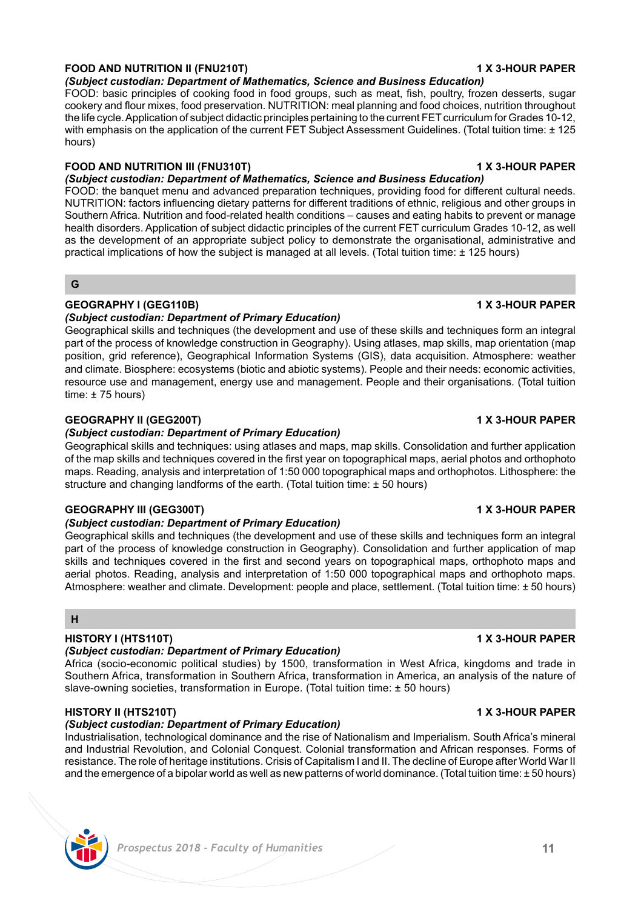**FOOD AND NUTRITION II (FNU210T)** **1 X 3-HOUR PAPER**

***(Subject custodian: Department of Mathematics, Science and Business Education)***

FOOD: basic principles of cooking food in food groups, such as meat, fish, poultry, frozen desserts, sugar cookery and flour mixes, food preservation. NUTRITION: meal planning and food choices, nutrition throughout the life cycle. Application of subject didactic principles pertaining to the current FET curriculum for Grades 10-12, with emphasis on the application of the current FET Subject Assessment Guidelines. (Total tuition time: ± 125 hours)

**FOOD AND NUTRITION III (FNU310T)** **1 X 3-HOUR PAPER**

***(Subject custodian: Department of Mathematics, Science and Business Education)***

FOOD: the banquet menu and advanced preparation techniques, providing food for different cultural needs. NUTRITION: factors influencing dietary patterns for different traditions of ethnic, religious and other groups in Southern Africa. Nutrition and food-related health conditions – causes and eating habits to prevent or manage health disorders. Application of subject didactic principles of the current FET curriculum Grades 10-12, as well as the development of an appropriate subject policy to demonstrate the organisational, administrative and practical implications of how the subject is managed at all levels. (Total tuition time: ± 125 hours)

## G

**GEOGRAPHY I (GEG110B)** **1 X 3-HOUR PAPER**

***(Subject custodian: Department of Primary Education)***

Geographical skills and techniques (the development and use of these skills and techniques form an integral part of the process of knowledge construction in Geography). Using atlases, map skills, map orientation (map position, grid reference), Geographical Information Systems (GIS), data acquisition. Atmosphere: weather and climate. Biosphere: ecosystems (biotic and abiotic systems). People and their needs: economic activities, resource use and management, energy use and management. People and their organisations. (Total tuition time: ± 75 hours)

**GEOGRAPHY II (GEG200T)** **1 X 3-HOUR PAPER**

***(Subject custodian: Department of Primary Education)***

Geographical skills and techniques: using atlases and maps, map skills. Consolidation and further application of the map skills and techniques covered in the first year on topographical maps, aerial photos and orthophoto maps. Reading, analysis and interpretation of 1:50 000 topographical maps and orthophotos. Lithosphere: the structure and changing landforms of the earth. (Total tuition time: ± 50 hours)

**GEOGRAPHY III (GEG300T)** **1 X 3-HOUR PAPER**

***(Subject custodian: Department of Primary Education)***

Geographical skills and techniques (the development and use of these skills and techniques form an integral part of the process of knowledge construction in Geography). Consolidation and further application of map skills and techniques covered in the first and second years on topographical maps, orthophoto maps and aerial photos. Reading, analysis and interpretation of 1:50 000 topographical maps and orthophoto maps. Atmosphere: weather and climate. Development: people and place, settlement. (Total tuition time: ± 50 hours)

## H

**HISTORY I (HTS110T)** **1 X 3-HOUR PAPER**

***(Subject custodian: Department of Primary Education)***

Africa (socio-economic political studies) by 1500, transformation in West Africa, kingdoms and trade in Southern Africa, transformation in Southern Africa, transformation in America, an analysis of the nature of slave-owning societies, transformation in Europe. (Total tuition time: ± 50 hours)

**HISTORY II (HTS210T)** **1 X 3-HOUR PAPER**

***(Subject custodian: Department of Primary Education)***

Industrialisation, technological dominance and the rise of Nationalism and Imperialism. South Africa's mineral and Industrial Revolution, and Colonial Conquest. Colonial transformation and African responses. Forms of resistance. The role of heritage institutions. Crisis of Capitalism I and II. The decline of Europe after World War II and the emergence of a bipolar world as well as new patterns of world dominance. (Total tuition time: ± 50 hours)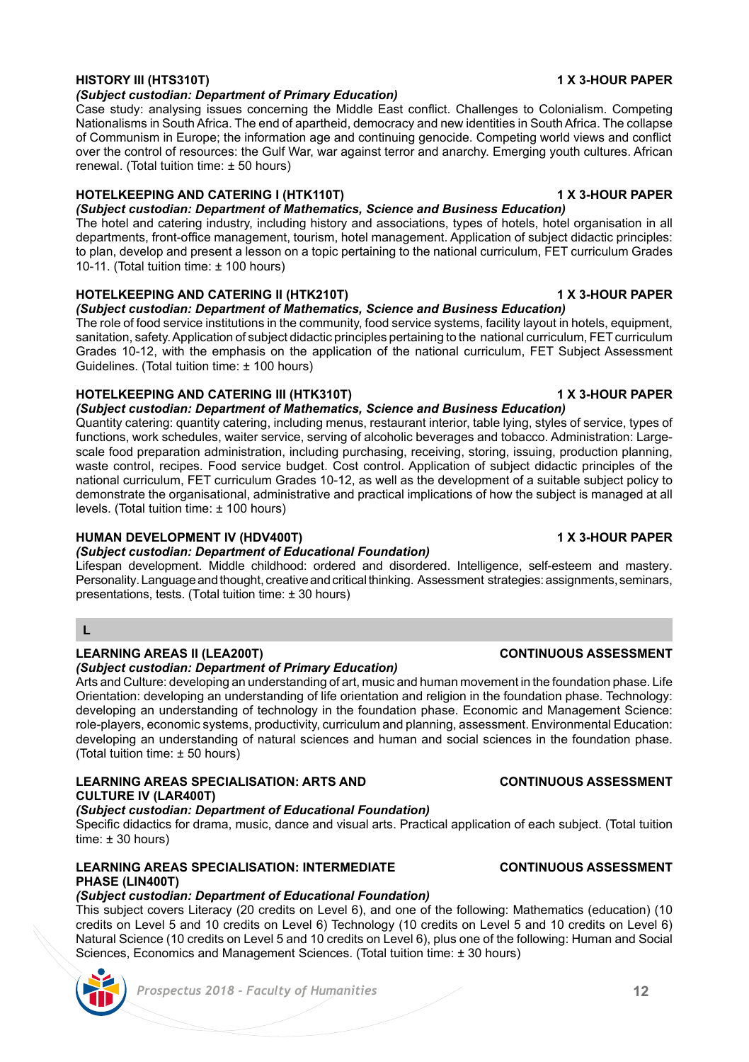### HISTORY III (HTS310T) — 1 X 3-HOUR PAPER

*(Subject custodian: Department of Primary Education)*

Case study: analysing issues concerning the Middle East conflict. Challenges to Colonialism. Competing Nationalisms in South Africa. The end of apartheid, democracy and new identities in South Africa. The collapse of Communism in Europe; the information age and continuing genocide. Competing world views and conflict over the control of resources: the Gulf War, war against terror and anarchy. Emerging youth cultures. African renewal. (Total tuition time: ± 50 hours)

### HOTELKEEPING AND CATERING I (HTK110T) — 1 X 3-HOUR PAPER

*(Subject custodian: Department of Mathematics, Science and Business Education)*

The hotel and catering industry, including history and associations, types of hotels, hotel organisation in all departments, front-office management, tourism, hotel management. Application of subject didactic principles: to plan, develop and present a lesson on a topic pertaining to the national curriculum, FET curriculum Grades 10-11. (Total tuition time: ± 100 hours)

### HOTELKEEPING AND CATERING II (HTK210T) — 1 X 3-HOUR PAPER

*(Subject custodian: Department of Mathematics, Science and Business Education)*

The role of food service institutions in the community, food service systems, facility layout in hotels, equipment, sanitation, safety. Application of subject didactic principles pertaining to the national curriculum, FET curriculum Grades 10-12, with the emphasis on the application of the national curriculum, FET Subject Assessment Guidelines. (Total tuition time: ± 100 hours)

### HOTELKEEPING AND CATERING III (HTK310T) — 1 X 3-HOUR PAPER

*(Subject custodian: Department of Mathematics, Science and Business Education)*

Quantity catering: quantity catering, including menus, restaurant interior, table lying, styles of service, types of functions, work schedules, waiter service, serving of alcoholic beverages and tobacco. Administration: Large-scale food preparation administration, including purchasing, receiving, storing, issuing, production planning, waste control, recipes. Food service budget. Cost control. Application of subject didactic principles of the national curriculum, FET curriculum Grades 10-12, as well as the development of a suitable subject policy to demonstrate the organisational, administrative and practical implications of how the subject is managed at all levels. (Total tuition time: ± 100 hours)

### HUMAN DEVELOPMENT IV (HDV400T) — 1 X 3-HOUR PAPER

*(Subject custodian: Department of Educational Foundation)*

Lifespan development. Middle childhood: ordered and disordered. Intelligence, self-esteem and mastery. Personality. Language and thought, creative and critical thinking. Assessment strategies: assignments, seminars, presentations, tests. (Total tuition time: ± 30 hours)

## L

### LEARNING AREAS II (LEA200T) — CONTINUOUS ASSESSMENT

*(Subject custodian: Department of Primary Education)*

Arts and Culture: developing an understanding of art, music and human movement in the foundation phase. Life Orientation: developing an understanding of life orientation and religion in the foundation phase. Technology: developing an understanding of technology in the foundation phase. Economic and Management Science: role-players, economic systems, productivity, curriculum and planning, assessment. Environmental Education: developing an understanding of natural sciences and human and social sciences in the foundation phase. (Total tuition time: ± 50 hours)

### LEARNING AREAS SPECIALISATION: ARTS AND CULTURE IV (LAR400T) — CONTINUOUS ASSESSMENT

*(Subject custodian: Department of Educational Foundation)*

Specific didactics for drama, music, dance and visual arts. Practical application of each subject. (Total tuition time: ± 30 hours)

### LEARNING AREAS SPECIALISATION: INTERMEDIATE PHASE (LIN400T) — CONTINUOUS ASSESSMENT

*(Subject custodian: Department of Educational Foundation)*

This subject covers Literacy (20 credits on Level 6), and one of the following: Mathematics (education) (10 credits on Level 5 and 10 credits on Level 6) Technology (10 credits on Level 5 and 10 credits on Level 6) Natural Science (10 credits on Level 5 and 10 credits on Level 6), plus one of the following: Human and Social Sciences, Economics and Management Sciences. (Total tuition time: ± 30 hours)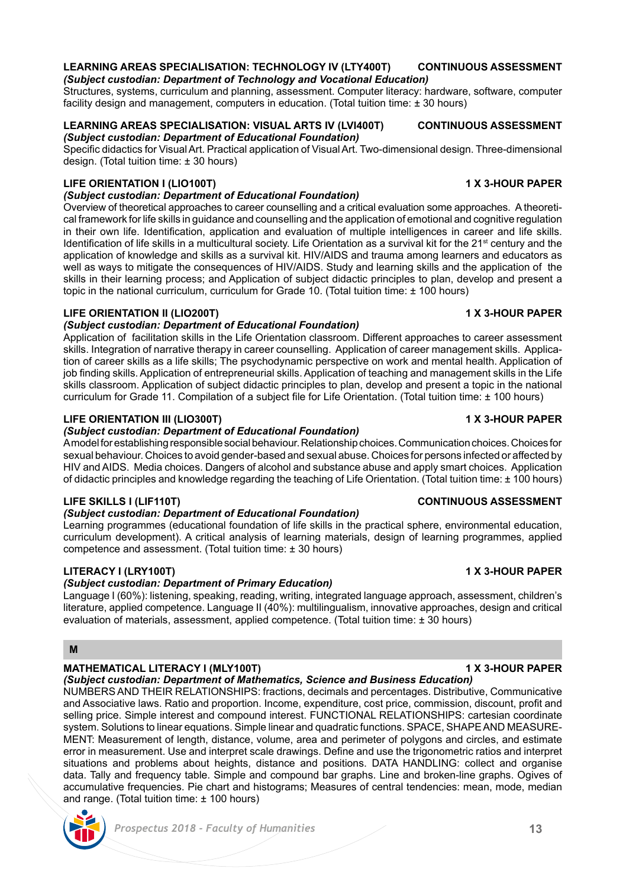**LEARNING AREAS SPECIALISATION: TECHNOLOGY IV (LTY400T) CONTINUOUS ASSESSMENT**
***(Subject custodian: Department of Technology and Vocational Education)***
Structures, systems, curriculum and planning, assessment. Computer literacy: hardware, software, computer facility design and management, computers in education. (Total tuition time: ± 30 hours)

**LEARNING AREAS SPECIALISATION: VISUAL ARTS IV (LVI400T) CONTINUOUS ASSESSMENT**
***(Subject custodian: Department of Educational Foundation)***
Specific didactics for Visual Art. Practical application of Visual Art. Two-dimensional design. Three-dimensional design. (Total tuition time: ± 30 hours)

**LIFE ORIENTATION I (LIO100T) 1 X 3-HOUR PAPER**
***(Subject custodian: Department of Educational Foundation)***
Overview of theoretical approaches to career counselling and a critical evaluation some approaches. A theoretical framework for life skills in guidance and counselling and the application of emotional and cognitive regulation in their own life. Identification, application and evaluation of multiple intelligences in career and life skills. Identification of life skills in a multicultural society. Life Orientation as a survival kit for the 21st century and the application of knowledge and skills as a survival kit. HIV/AIDS and trauma among learners and educators as well as ways to mitigate the consequences of HIV/AIDS. Study and learning skills and the application of the skills in their learning process; and Application of subject didactic principles to plan, develop and present a topic in the national curriculum, curriculum for Grade 10. (Total tuition time: ± 100 hours)

**LIFE ORIENTATION II (LIO200T) 1 X 3-HOUR PAPER**
***(Subject custodian: Department of Educational Foundation)***
Application of facilitation skills in the Life Orientation classroom. Different approaches to career assessment skills. Integration of narrative therapy in career counselling. Application of career management skills. Application of career skills as a life skills; The psychodynamic perspective on work and mental health. Application of job finding skills. Application of entrepreneurial skills. Application of teaching and management skills in the Life skills classroom. Application of subject didactic principles to plan, develop and present a topic in the national curriculum for Grade 11. Compilation of a subject file for Life Orientation. (Total tuition time: ± 100 hours)

**LIFE ORIENTATION III (LIO300T) 1 X 3-HOUR PAPER**
***(Subject custodian: Department of Educational Foundation)***
A model for establishing responsible social behaviour. Relationship choices. Communication choices. Choices for sexual behaviour. Choices to avoid gender-based and sexual abuse. Choices for persons infected or affected by HIV and AIDS. Media choices. Dangers of alcohol and substance abuse and apply smart choices. Application of didactic principles and knowledge regarding the teaching of Life Orientation. (Total tuition time: ± 100 hours)

**LIFE SKILLS I (LIF110T) CONTINUOUS ASSESSMENT**
***(Subject custodian: Department of Educational Foundation)***
Learning programmes (educational foundation of life skills in the practical sphere, environmental education, curriculum development). A critical analysis of learning materials, design of learning programmes, applied competence and assessment. (Total tuition time: ± 30 hours)

**LITERACY I (LRY100T) 1 X 3-HOUR PAPER**
***(Subject custodian: Department of Primary Education)***
Language I (60%): listening, speaking, reading, writing, integrated language approach, assessment, children's literature, applied competence. Language II (40%): multilingualism, innovative approaches, design and critical evaluation of materials, assessment, applied competence. (Total tuition time: ± 30 hours)

## M

**MATHEMATICAL LITERACY I (MLY100T) 1 X 3-HOUR PAPER**
***(Subject custodian: Department of Mathematics, Science and Business Education)***
NUMBERS AND THEIR RELATIONSHIPS: fractions, decimals and percentages. Distributive, Communicative and Associative laws. Ratio and proportion. Income, expenditure, cost price, commission, discount, profit and selling price. Simple interest and compound interest. FUNCTIONAL RELATIONSHIPS: cartesian coordinate system. Solutions to linear equations. Simple linear and quadratic functions. SPACE, SHAPE AND MEASUREMENT: Measurement of length, distance, volume, area and perimeter of polygons and circles, and estimate error in measurement. Use and interpret scale drawings. Define and use the trigonometric ratios and interpret situations and problems about heights, distance and positions. DATA HANDLING: collect and organise data. Tally and frequency table. Simple and compound bar graphs. Line and broken-line graphs. Ogives of accumulative frequencies. Pie chart and histograms; Measures of central tendencies: mean, mode, median and range. (Total tuition time: ± 100 hours)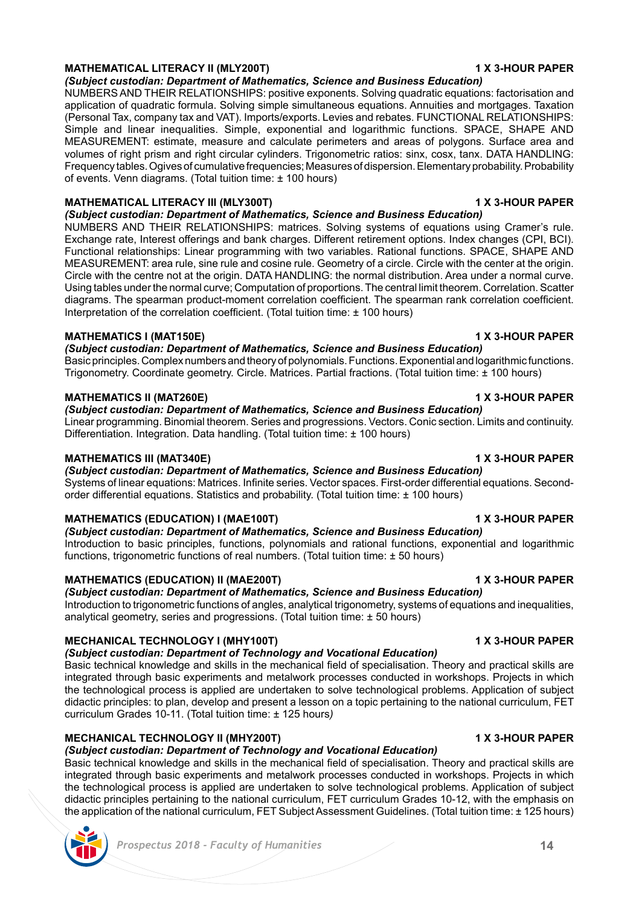**MATHEMATICAL LITERACY II (MLY200T)** **1 X 3-HOUR PAPER**

***(Subject custodian: Department of Mathematics, Science and Business Education)***

NUMBERS AND THEIR RELATIONSHIPS: positive exponents. Solving quadratic equations: factorisation and application of quadratic formula. Solving simple simultaneous equations. Annuities and mortgages. Taxation (Personal Tax, company tax and VAT). Imports/exports. Levies and rebates. FUNCTIONAL RELATIONSHIPS: Simple and linear inequalities. Simple, exponential and logarithmic functions. SPACE, SHAPE AND MEASUREMENT: estimate, measure and calculate perimeters and areas of polygons. Surface area and volumes of right prism and right circular cylinders. Trigonometric ratios: sinx, cosx, tanx. DATA HANDLING: Frequency tables. Ogives of cumulative frequencies; Measures of dispersion. Elementary probability. Probability of events. Venn diagrams. (Total tuition time: ± 100 hours)

**MATHEMATICAL LITERACY III (MLY300T)** **1 X 3-HOUR PAPER**

***(Subject custodian: Department of Mathematics, Science and Business Education)***

NUMBERS AND THEIR RELATIONSHIPS: matrices. Solving systems of equations using Cramer's rule. Exchange rate, Interest offerings and bank charges. Different retirement options. Index changes (CPI, BCI). Functional relationships: Linear programming with two variables. Rational functions. SPACE, SHAPE AND MEASUREMENT: area rule, sine rule and cosine rule. Geometry of a circle. Circle with the center at the origin. Circle with the centre not at the origin. DATA HANDLING: the normal distribution. Area under a normal curve. Using tables under the normal curve; Computation of proportions. The central limit theorem. Correlation. Scatter diagrams. The spearman product-moment correlation coefficient. The spearman rank correlation coefficient. Interpretation of the correlation coefficient. (Total tuition time: ± 100 hours)

**MATHEMATICS I (MAT150E)** **1 X 3-HOUR PAPER**

***(Subject custodian: Department of Mathematics, Science and Business Education)***

Basic principles. Complex numbers and theory of polynomials. Functions. Exponential and logarithmic functions. Trigonometry. Coordinate geometry. Circle. Matrices. Partial fractions. (Total tuition time: ± 100 hours)

**MATHEMATICS II (MAT260E)** **1 X 3-HOUR PAPER**

***(Subject custodian: Department of Mathematics, Science and Business Education)***

Linear programming. Binomial theorem. Series and progressions. Vectors. Conic section. Limits and continuity. Differentiation. Integration. Data handling. (Total tuition time: ± 100 hours)

**MATHEMATICS III (MAT340E)** **1 X 3-HOUR PAPER**

***(Subject custodian: Department of Mathematics, Science and Business Education)***

Systems of linear equations: Matrices. Infinite series. Vector spaces. First-order differential equations. Second-order differential equations. Statistics and probability. (Total tuition time: ± 100 hours)

**MATHEMATICS (EDUCATION) I (MAE100T)** **1 X 3-HOUR PAPER**

***(Subject custodian: Department of Mathematics, Science and Business Education)***

Introduction to basic principles, functions, polynomials and rational functions, exponential and logarithmic functions, trigonometric functions of real numbers. (Total tuition time: ± 50 hours)

**MATHEMATICS (EDUCATION) II (MAE200T)** **1 X 3-HOUR PAPER**

***(Subject custodian: Department of Mathematics, Science and Business Education)***

Introduction to trigonometric functions of angles, analytical trigonometry, systems of equations and inequalities, analytical geometry, series and progressions. (Total tuition time: ± 50 hours)

**MECHANICAL TECHNOLOGY I (MHY100T)** **1 X 3-HOUR PAPER**

***(Subject custodian: Department of Technology and Vocational Education)***

Basic technical knowledge and skills in the mechanical field of specialisation. Theory and practical skills are integrated through basic experiments and metalwork processes conducted in workshops. Projects in which the technological process is applied are undertaken to solve technological problems. Application of subject didactic principles: to plan, develop and present a lesson on a topic pertaining to the national curriculum, FET curriculum Grades 10-11. (Total tuition time: ± 125 hours)

**MECHANICAL TECHNOLOGY II (MHY200T)** **1 X 3-HOUR PAPER**

***(Subject custodian: Department of Technology and Vocational Education)***

Basic technical knowledge and skills in the mechanical field of specialisation. Theory and practical skills are integrated through basic experiments and metalwork processes conducted in workshops. Projects in which the technological process is applied are undertaken to solve technological problems. Application of subject didactic principles pertaining to the national curriculum, FET curriculum Grades 10-12, with the emphasis on the application of the national curriculum, FET Subject Assessment Guidelines. (Total tuition time: ± 125 hours)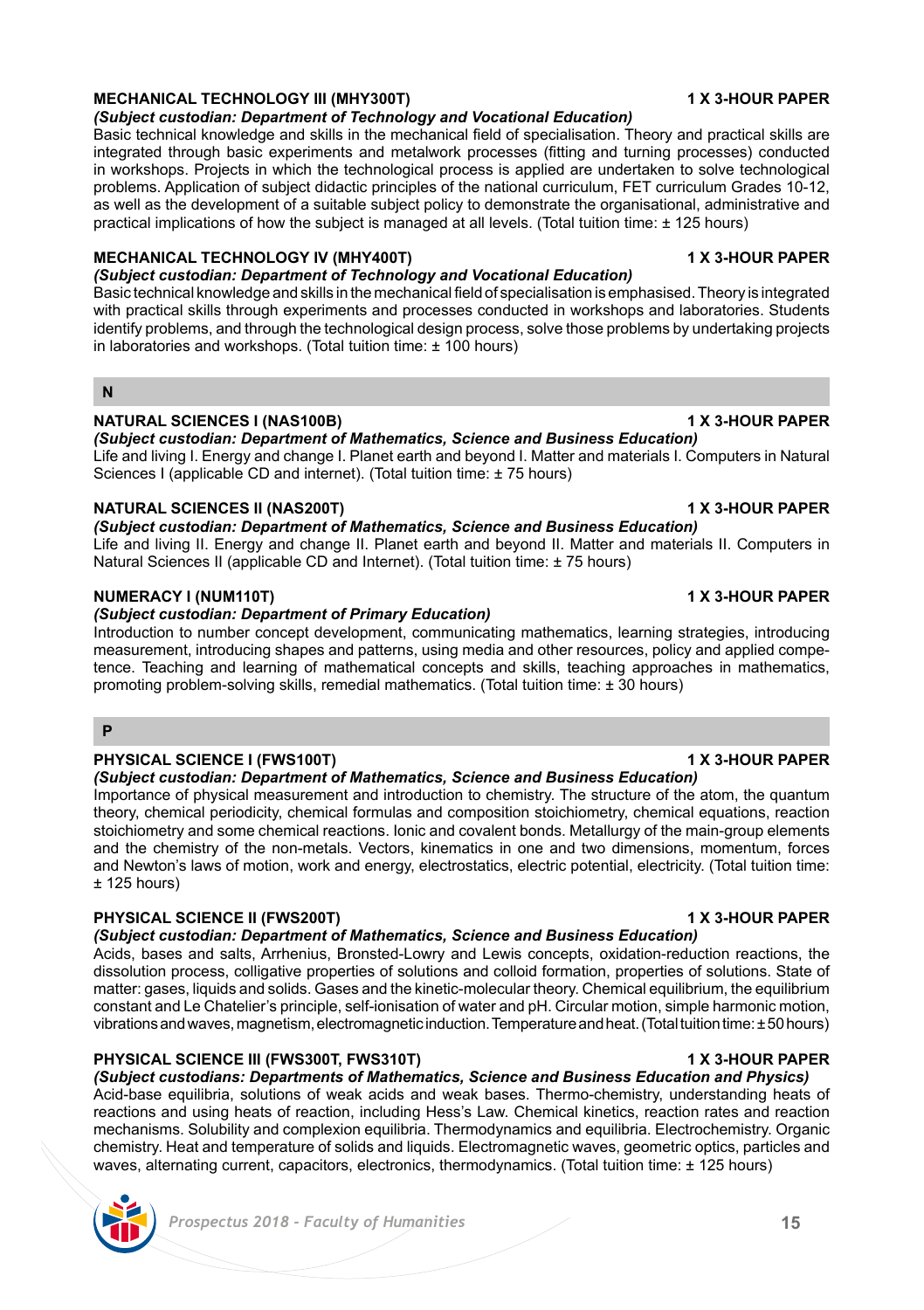**MECHANICAL TECHNOLOGY III (MHY300T)** **1 X 3-HOUR PAPER**

***(Subject custodian: Department of Technology and Vocational Education)***

Basic technical knowledge and skills in the mechanical field of specialisation. Theory and practical skills are integrated through basic experiments and metalwork processes (fitting and turning processes) conducted in workshops. Projects in which the technological process is applied are undertaken to solve technological problems. Application of subject didactic principles of the national curriculum, FET curriculum Grades 10-12, as well as the development of a suitable subject policy to demonstrate the organisational, administrative and practical implications of how the subject is managed at all levels. (Total tuition time: ± 125 hours)

**MECHANICAL TECHNOLOGY IV (MHY400T)** **1 X 3-HOUR PAPER**

***(Subject custodian: Department of Technology and Vocational Education)***

Basic technical knowledge and skills in the mechanical field of specialisation is emphasised. Theory is integrated with practical skills through experiments and processes conducted in workshops and laboratories. Students identify problems, and through the technological design process, solve those problems by undertaking projects in laboratories and workshops. (Total tuition time: ± 100 hours)

## N

**NATURAL SCIENCES I (NAS100B)** **1 X 3-HOUR PAPER**

***(Subject custodian: Department of Mathematics, Science and Business Education)***

Life and living I. Energy and change I. Planet earth and beyond I. Matter and materials I. Computers in Natural Sciences I (applicable CD and internet). (Total tuition time: ± 75 hours)

**NATURAL SCIENCES II (NAS200T)** **1 X 3-HOUR PAPER**

***(Subject custodian: Department of Mathematics, Science and Business Education)***

Life and living II. Energy and change II. Planet earth and beyond II. Matter and materials II. Computers in Natural Sciences II (applicable CD and Internet). (Total tuition time: ± 75 hours)

**NUMERACY I (NUM110T)** **1 X 3-HOUR PAPER**

***(Subject custodian: Department of Primary Education)***

Introduction to number concept development, communicating mathematics, learning strategies, introducing measurement, introducing shapes and patterns, using media and other resources, policy and applied competence. Teaching and learning of mathematical concepts and skills, teaching approaches in mathematics, promoting problem-solving skills, remedial mathematics. (Total tuition time: ± 30 hours)

## P

**PHYSICAL SCIENCE I (FWS100T)** **1 X 3-HOUR PAPER**

***(Subject custodian: Department of Mathematics, Science and Business Education)***

Importance of physical measurement and introduction to chemistry. The structure of the atom, the quantum theory, chemical periodicity, chemical formulas and composition stoichiometry, chemical equations, reaction stoichiometry and some chemical reactions. Ionic and covalent bonds. Metallurgy of the main-group elements and the chemistry of the non-metals. Vectors, kinematics in one and two dimensions, momentum, forces and Newton's laws of motion, work and energy, electrostatics, electric potential, electricity. (Total tuition time: ± 125 hours)

**PHYSICAL SCIENCE II (FWS200T)** **1 X 3-HOUR PAPER**

***(Subject custodian: Department of Mathematics, Science and Business Education)***

Acids, bases and salts, Arrhenius, Bronsted-Lowry and Lewis concepts, oxidation-reduction reactions, the dissolution process, colligative properties of solutions and colloid formation, properties of solutions. State of matter: gases, liquids and solids. Gases and the kinetic-molecular theory. Chemical equilibrium, the equilibrium constant and Le Chatelier's principle, self-ionisation of water and pH. Circular motion, simple harmonic motion, vibrations and waves, magnetism, electromagnetic induction. Temperature and heat. (Total tuition time: ± 50 hours)

**PHYSICAL SCIENCE III (FWS300T, FWS310T)** **1 X 3-HOUR PAPER**

***(Subject custodians: Departments of Mathematics, Science and Business Education and Physics)***

Acid-base equilibria, solutions of weak acids and weak bases. Thermo-chemistry, understanding heats of reactions and using heats of reaction, including Hess's Law. Chemical kinetics, reaction rates and reaction mechanisms. Solubility and complexion equilibria. Thermodynamics and equilibria. Electrochemistry. Organic chemistry. Heat and temperature of solids and liquids. Electromagnetic waves, geometric optics, particles and waves, alternating current, capacitors, electronics, thermodynamics. (Total tuition time: ± 125 hours)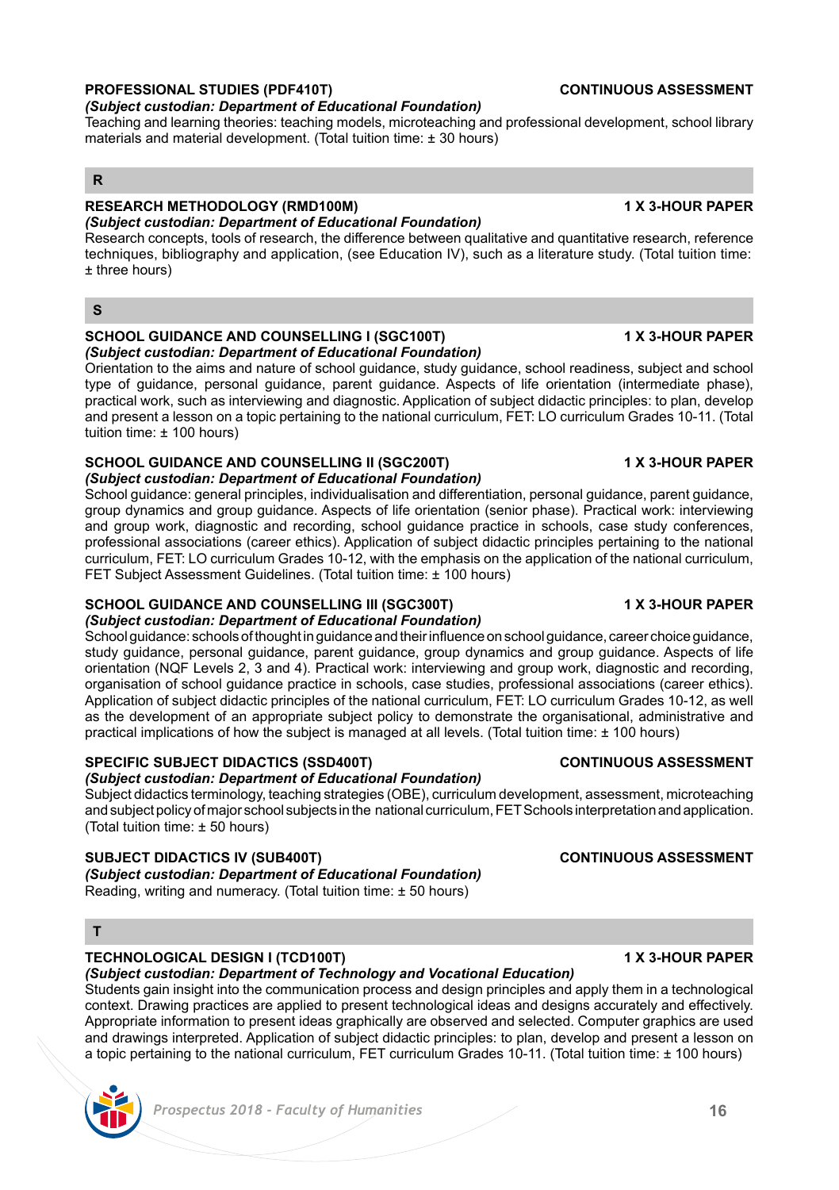**PROFESSIONAL STUDIES (PDF410T)** **CONTINUOUS ASSESSMENT**

***(Subject custodian: Department of Educational Foundation)***

Teaching and learning theories: teaching models, microteaching and professional development, school library materials and material development. (Total tuition time: ± 30 hours)

## R

**RESEARCH METHODOLOGY (RMD100M)** **1 X 3-HOUR PAPER**

***(Subject custodian: Department of Educational Foundation)***

Research concepts, tools of research, the difference between qualitative and quantitative research, reference techniques, bibliography and application, (see Education IV), such as a literature study. (Total tuition time: ± three hours)

## S

**SCHOOL GUIDANCE AND COUNSELLING I (SGC100T)** **1 X 3-HOUR PAPER**

***(Subject custodian: Department of Educational Foundation)***

Orientation to the aims and nature of school guidance, study guidance, school readiness, subject and school type of guidance, personal guidance, parent guidance. Aspects of life orientation (intermediate phase), practical work, such as interviewing and diagnostic. Application of subject didactic principles: to plan, develop and present a lesson on a topic pertaining to the national curriculum, FET: LO curriculum Grades 10-11. (Total tuition time: ± 100 hours)

**SCHOOL GUIDANCE AND COUNSELLING II (SGC200T)** **1 X 3-HOUR PAPER**

***(Subject custodian: Department of Educational Foundation)***

School guidance: general principles, individualisation and differentiation, personal guidance, parent guidance, group dynamics and group guidance. Aspects of life orientation (senior phase). Practical work: interviewing and group work, diagnostic and recording, school guidance practice in schools, case study conferences, professional associations (career ethics). Application of subject didactic principles pertaining to the national curriculum, FET: LO curriculum Grades 10-12, with the emphasis on the application of the national curriculum, FET Subject Assessment Guidelines. (Total tuition time: ± 100 hours)

**SCHOOL GUIDANCE AND COUNSELLING III (SGC300T)** **1 X 3-HOUR PAPER**

***(Subject custodian: Department of Educational Foundation)***

School guidance: schools of thought in guidance and their influence on school guidance, career choice guidance, study guidance, personal guidance, parent guidance, group dynamics and group guidance. Aspects of life orientation (NQF Levels 2, 3 and 4). Practical work: interviewing and group work, diagnostic and recording, organisation of school guidance practice in schools, case studies, professional associations (career ethics). Application of subject didactic principles of the national curriculum, FET: LO curriculum Grades 10-12, as well as the development of an appropriate subject policy to demonstrate the organisational, administrative and practical implications of how the subject is managed at all levels. (Total tuition time: ± 100 hours)

**SPECIFIC SUBJECT DIDACTICS (SSD400T)** **CONTINUOUS ASSESSMENT**

***(Subject custodian: Department of Educational Foundation)***

Subject didactics terminology, teaching strategies (OBE), curriculum development, assessment, microteaching and subject policy of major school subjects in the national curriculum, FET Schools interpretation and application. (Total tuition time: ± 50 hours)

**SUBJECT DIDACTICS IV (SUB400T)** **CONTINUOUS ASSESSMENT**

***(Subject custodian: Department of Educational Foundation)***

Reading, writing and numeracy. (Total tuition time: ± 50 hours)

## T

**TECHNOLOGICAL DESIGN I (TCD100T)** **1 X 3-HOUR PAPER**

***(Subject custodian: Department of Technology and Vocational Education)***

Students gain insight into the communication process and design principles and apply them in a technological context. Drawing practices are applied to present technological ideas and designs accurately and effectively. Appropriate information to present ideas graphically are observed and selected. Computer graphics are used and drawings interpreted. Application of subject didactic principles: to plan, develop and present a lesson on a topic pertaining to the national curriculum, FET curriculum Grades 10-11. (Total tuition time: ± 100 hours)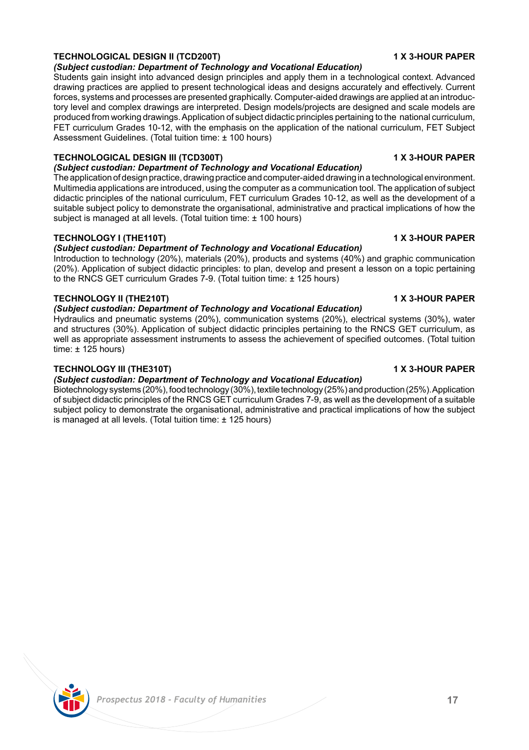**TECHNOLOGICAL DESIGN II (TCD200T)** **1 X 3-HOUR PAPER**

***(Subject custodian: Department of Technology and Vocational Education)***

Students gain insight into advanced design principles and apply them in a technological context. Advanced drawing practices are applied to present technological ideas and designs accurately and effectively. Current forces, systems and processes are presented graphically. Computer-aided drawings are applied at an introductory level and complex drawings are interpreted. Design models/projects are designed and scale models are produced from working drawings. Application of subject didactic principles pertaining to the national curriculum, FET curriculum Grades 10-12, with the emphasis on the application of the national curriculum, FET Subject Assessment Guidelines. (Total tuition time: ± 100 hours)

**TECHNOLOGICAL DESIGN III (TCD300T)** **1 X 3-HOUR PAPER**

***(Subject custodian: Department of Technology and Vocational Education)***

The application of design practice, drawing practice and computer-aided drawing in a technological environment. Multimedia applications are introduced, using the computer as a communication tool. The application of subject didactic principles of the national curriculum, FET curriculum Grades 10-12, as well as the development of a suitable subject policy to demonstrate the organisational, administrative and practical implications of how the subject is managed at all levels. (Total tuition time: ± 100 hours)

**TECHNOLOGY I (THE110T)** **1 X 3-HOUR PAPER**

***(Subject custodian: Department of Technology and Vocational Education)***

Introduction to technology (20%), materials (20%), products and systems (40%) and graphic communication (20%). Application of subject didactic principles: to plan, develop and present a lesson on a topic pertaining to the RNCS GET curriculum Grades 7-9. (Total tuition time: ± 125 hours)

**TECHNOLOGY II (THE210T)** **1 X 3-HOUR PAPER**

***(Subject custodian: Department of Technology and Vocational Education)***

Hydraulics and pneumatic systems (20%), communication systems (20%), electrical systems (30%), water and structures (30%). Application of subject didactic principles pertaining to the RNCS GET curriculum, as well as appropriate assessment instruments to assess the achievement of specified outcomes. (Total tuition time: ± 125 hours)

**TECHNOLOGY III (THE310T)** **1 X 3-HOUR PAPER**

***(Subject custodian: Department of Technology and Vocational Education)***

Biotechnology systems (20%), food technology (30%), textile technology (25%) and production (25%). Application of subject didactic principles of the RNCS GET curriculum Grades 7-9, as well as the development of a suitable subject policy to demonstrate the organisational, administrative and practical implications of how the subject is managed at all levels. (Total tuition time: ± 125 hours)